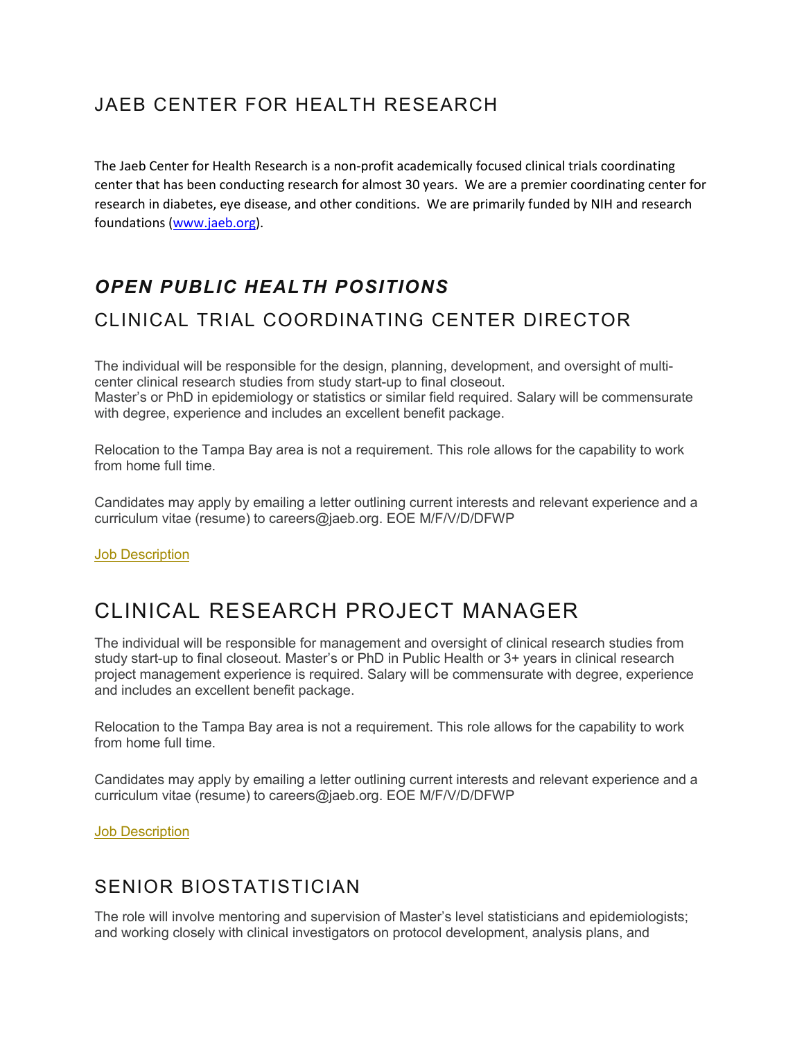# JAEB CENTER FOR HEALTH RESEARCH

The Jaeb Center for Health Research is a non-profit academically focused clinical trials coordinating center that has been conducting research for almost 30 years. We are a premier coordinating center for research in diabetes, eye disease, and other conditions. We are primarily funded by NIH and research foundations ([www.jaeb.org](www.jaeb.org)).

## *OPEN PUBLIC HEALTH POSITIONS*

## CLINICAL TRIAL COORDINATING CENTER DIRECTOR

The individual will be responsible for the design, planning, development, and oversight of multi-center clinical research studies from study start-up to final closeout.
Master's or PhD in epidemiology or statistics or similar field required. Salary will be commensurate with degree, experience and includes an excellent benefit package.

Relocation to the Tampa Bay area is not a requirement. This role allows for the capability to work from home full time.

Candidates may apply by emailing a letter outlining current interests and relevant experience and a curriculum vitae (resume) to careers@jaeb.org. EOE M/F/V/D/DFWP

Job Description

## CLINICAL RESEARCH PROJECT MANAGER

The individual will be responsible for management and oversight of clinical research studies from study start-up to final closeout. Master's or PhD in Public Health or 3+ years in clinical research project management experience is required. Salary will be commensurate with degree, experience and includes an excellent benefit package.

Relocation to the Tampa Bay area is not a requirement. This role allows for the capability to work from home full time.

Candidates may apply by emailing a letter outlining current interests and relevant experience and a curriculum vitae (resume) to careers@jaeb.org. EOE M/F/V/D/DFWP

Job Description

## SENIOR BIOSTATISTICIAN

The role will involve mentoring and supervision of Master's level statisticians and epidemiologists; and working closely with clinical investigators on protocol development, analysis plans, and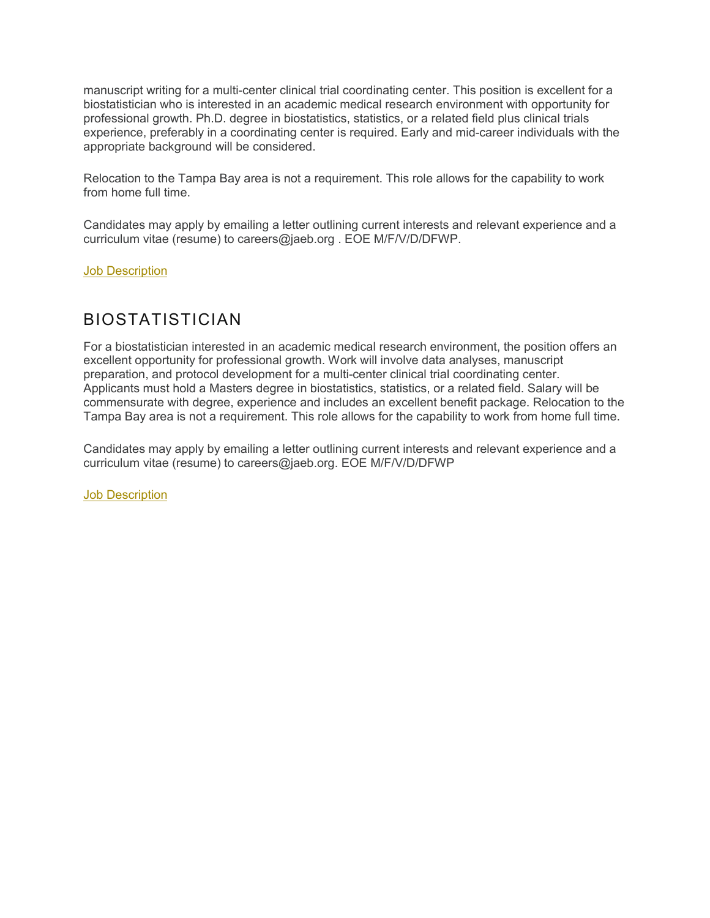manuscript writing for a multi-center clinical trial coordinating center. This position is excellent for a biostatistician who is interested in an academic medical research environment with opportunity for professional growth. Ph.D. degree in biostatistics, statistics, or a related field plus clinical trials experience, preferably in a coordinating center is required. Early and mid-career individuals with the appropriate background will be considered.

Relocation to the Tampa Bay area is not a requirement. This role allows for the capability to work from home full time.

Candidates may apply by emailing a letter outlining current interests and relevant experience and a curriculum vitae (resume) to careers@jaeb.org . EOE M/F/V/D/DFWP.

Job Description

## BIOSTATISTICIAN

For a biostatistician interested in an academic medical research environment, the position offers an excellent opportunity for professional growth. Work will involve data analyses, manuscript preparation, and protocol development for a multi-center clinical trial coordinating center. Applicants must hold a Masters degree in biostatistics, statistics, or a related field. Salary will be commensurate with degree, experience and includes an excellent benefit package. Relocation to the Tampa Bay area is not a requirement. This role allows for the capability to work from home full time.

Candidates may apply by emailing a letter outlining current interests and relevant experience and a curriculum vitae (resume) to careers@jaeb.org. EOE M/F/V/D/DFWP

Job Description